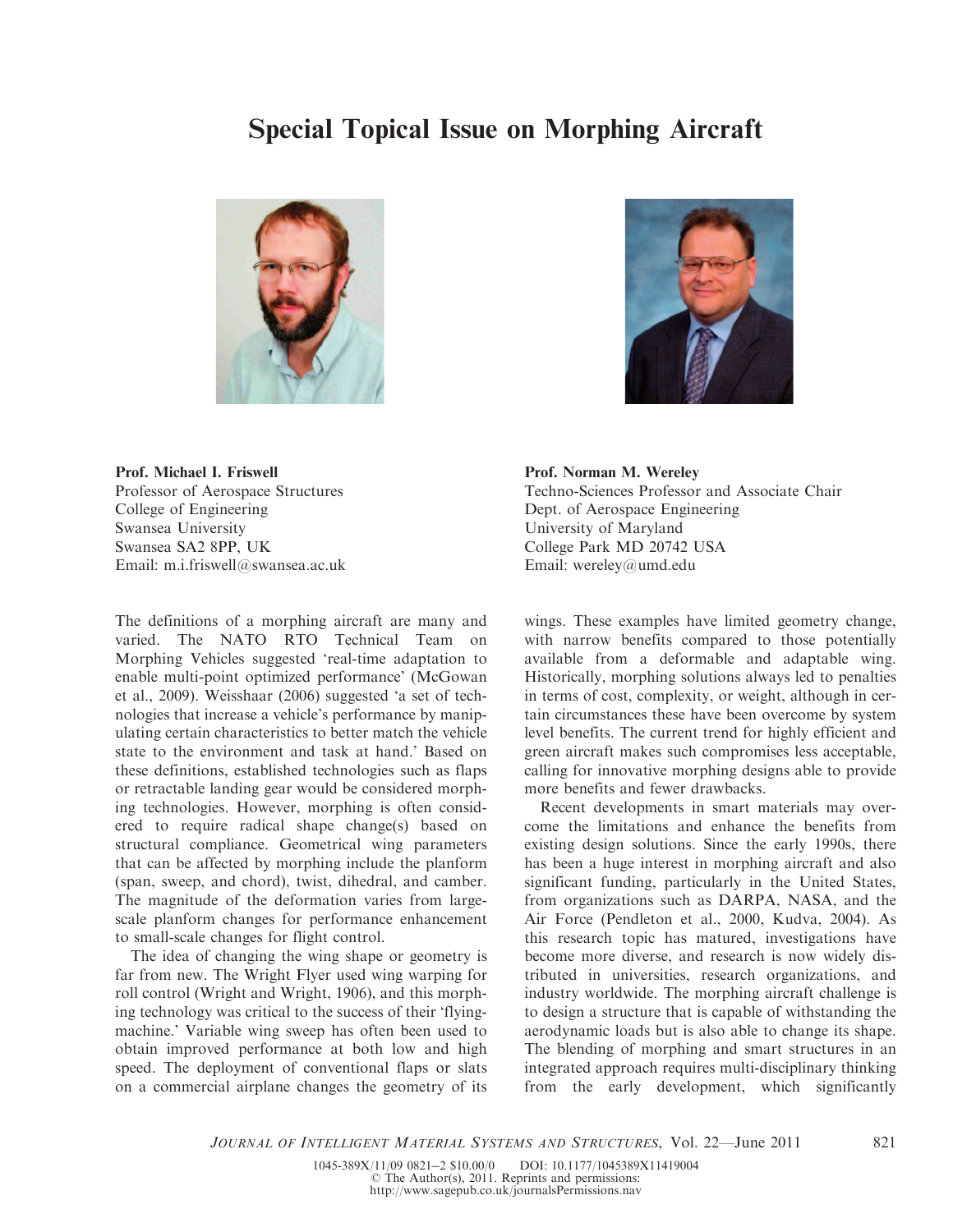# Special Topical Issue on Morphing Aircraft

**Prof. Michael I. Friswell**
Professor of Aerospace Structures
College of Engineering
Swansea University
Swansea SA2 8PP, UK
Email: m.i.friswell@swansea.ac.uk

**Prof. Norman M. Wereley**
Techno-Sciences Professor and Associate Chair
Dept. of Aerospace Engineering
University of Maryland
College Park MD 20742 USA
Email: wereley@umd.edu

The definitions of a morphing aircraft are many and varied. The NATO RTO Technical Team on Morphing Vehicles suggested 'real-time adaptation to enable multi-point optimized performance' (McGowan et al., 2009). Weisshaar (2006) suggested 'a set of technologies that increase a vehicle's performance by manipulating certain characteristics to better match the vehicle state to the environment and task at hand.' Based on these definitions, established technologies such as flaps or retractable landing gear would be considered morphing technologies. However, morphing is often considered to require radical shape change(s) based on structural compliance. Geometrical wing parameters that can be affected by morphing include the planform (span, sweep, and chord), twist, dihedral, and camber. The magnitude of the deformation varies from large-scale planform changes for performance enhancement to small-scale changes for flight control.

The idea of changing the wing shape or geometry is far from new. The Wright Flyer used wing warping for roll control (Wright and Wright, 1906), and this morphing technology was critical to the success of their 'flying-machine.' Variable wing sweep has often been used to obtain improved performance at both low and high speed. The deployment of conventional flaps or slats on a commercial airplane changes the geometry of its wings. These examples have limited geometry change, with narrow benefits compared to those potentially available from a deformable and adaptable wing. Historically, morphing solutions always led to penalties in terms of cost, complexity, or weight, although in certain circumstances these have been overcome by system level benefits. The current trend for highly efficient and green aircraft makes such compromises less acceptable, calling for innovative morphing designs able to provide more benefits and fewer drawbacks.

Recent developments in smart materials may overcome the limitations and enhance the benefits from existing design solutions. Since the early 1990s, there has been a huge interest in morphing aircraft and also significant funding, particularly in the United States, from organizations such as DARPA, NASA, and the Air Force (Pendleton et al., 2000, Kudva, 2004). As this research topic has matured, investigations have become more diverse, and research is now widely distributed in universities, research organizations, and industry worldwide. The morphing aircraft challenge is to design a structure that is capable of withstanding the aerodynamic loads but is also able to change its shape. The blending of morphing and smart structures in an integrated approach requires multi-disciplinary thinking from the early development, which significantly

1045-389X/11/09 0821–2 \$10.00/0 DOI: 10.1177/1045389X11419004
© The Author(s), 2011. Reprints and permissions:
http://www.sagepub.co.uk/journalsPermissions.nav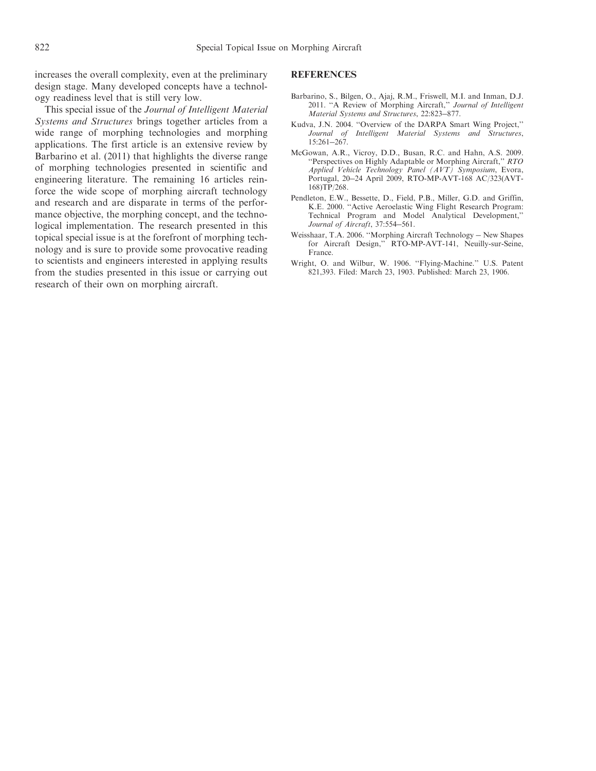increases the overall complexity, even at the preliminary design stage. Many developed concepts have a technology readiness level that is still very low.

This special issue of the *Journal of Intelligent Material Systems and Structures* brings together articles from a wide range of morphing technologies and morphing applications. The first article is an extensive review by Barbarino et al. (2011) that highlights the diverse range of morphing technologies presented in scientific and engineering literature. The remaining 16 articles reinforce the wide scope of morphing aircraft technology and research and are disparate in terms of the performance objective, the morphing concept, and the technological implementation. The research presented in this topical special issue is at the forefront of morphing technology and is sure to provide some provocative reading to scientists and engineers interested in applying results from the studies presented in this issue or carrying out research of their own on morphing aircraft.

## REFERENCES

Barbarino, S., Bilgen, O., Ajaj, R.M., Friswell, M.I. and Inman, D.J. 2011. "A Review of Morphing Aircraft," *Journal of Intelligent Material Systems and Structures*, 22:823–877.

Kudva, J.N. 2004. "Overview of the DARPA Smart Wing Project," *Journal of Intelligent Material Systems and Structures*, 15:261–267.

McGowan, A.R., Vicroy, D.D., Busan, R.C. and Hahn, A.S. 2009. "Perspectives on Highly Adaptable or Morphing Aircraft," *RTO Applied Vehicle Technology Panel (AVT) Symposium*, Evora, Portugal, 20–24 April 2009, RTO-MP-AVT-168 AC/323(AVT-168)TP/268.

Pendleton, E.W., Bessette, D., Field, P.B., Miller, G.D. and Griffin, K.E. 2000. "Active Aeroelastic Wing Flight Research Program: Technical Program and Model Analytical Development," *Journal of Aircraft*, 37:554–561.

Weisshaar, T.A. 2006. "Morphing Aircraft Technology – New Shapes for Aircraft Design," RTO-MP-AVT-141, Neuilly-sur-Seine, France.

Wright, O. and Wilbur, W. 1906. "Flying-Machine." U.S. Patent 821,393. Filed: March 23, 1903. Published: March 23, 1906.